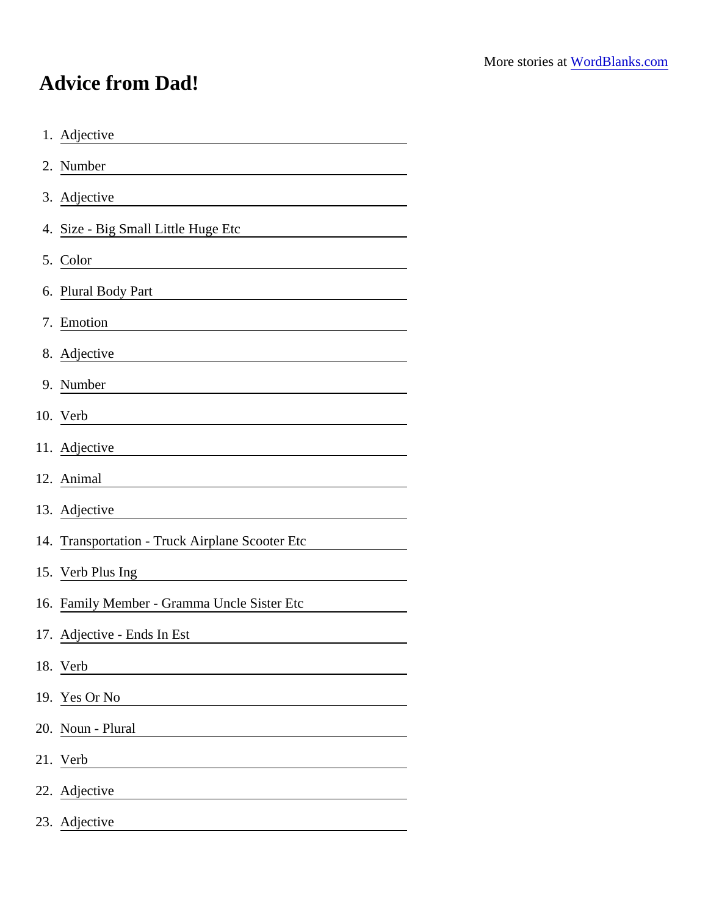More stories at [WordBlanks.com](https://www.wordblanks.com)

# Advice from Dad!

1. Adjective ____________________
2. Number ____________________
3. Adjective ____________________
4. Size - Big Small Little Huge Etc ____________________
5. Color ____________________
6. Plural Body Part ____________________
7. Emotion ____________________
8. Adjective ____________________
9. Number ____________________
10. Verb ____________________
11. Adjective ____________________
12. Animal ____________________
13. Adjective ____________________
14. Transportation - Truck Airplane Scooter Etc ____________________
15. Verb Plus Ing ____________________
16. Family Member - Gramma Uncle Sister Etc ____________________
17. Adjective - Ends In Est ____________________
18. Verb ____________________
19. Yes Or No ____________________
20. Noun - Plural ____________________
21. Verb ____________________
22. Adjective ____________________
23. Adjective ____________________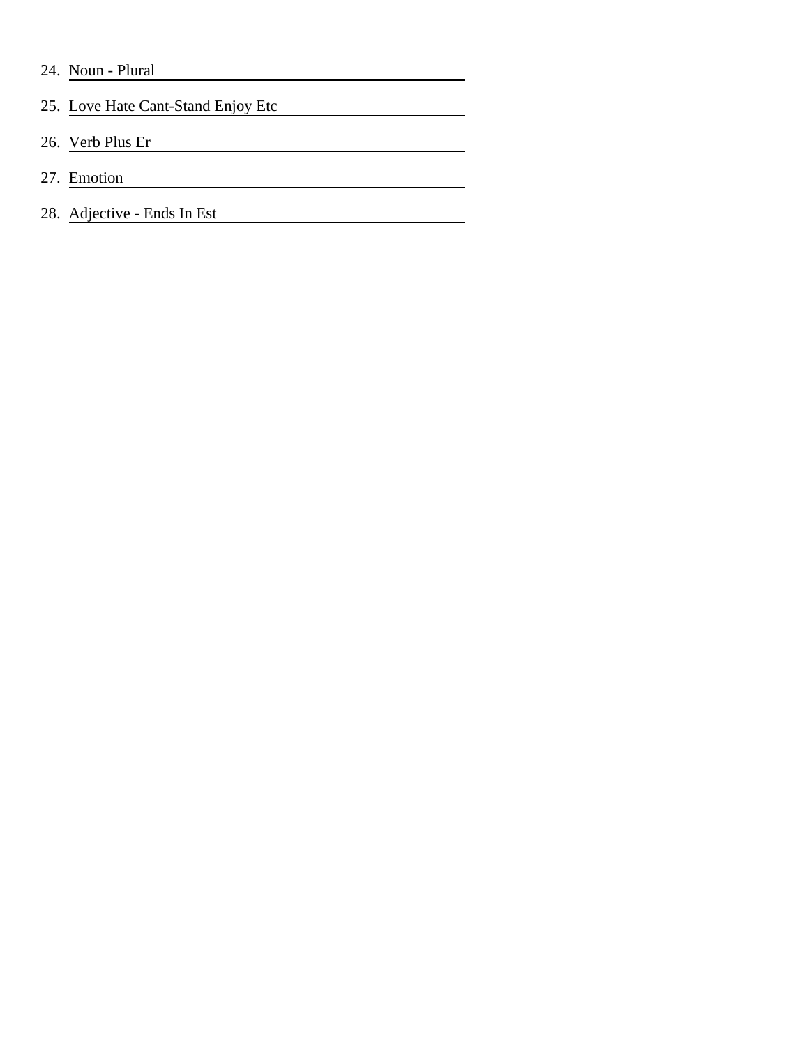24. Noun - Plural ______________________

25. Love Hate Cant-Stand Enjoy Etc ______________________

26. Verb Plus Er ______________________

27. Emotion ______________________

28. Adjective - Ends In Est ______________________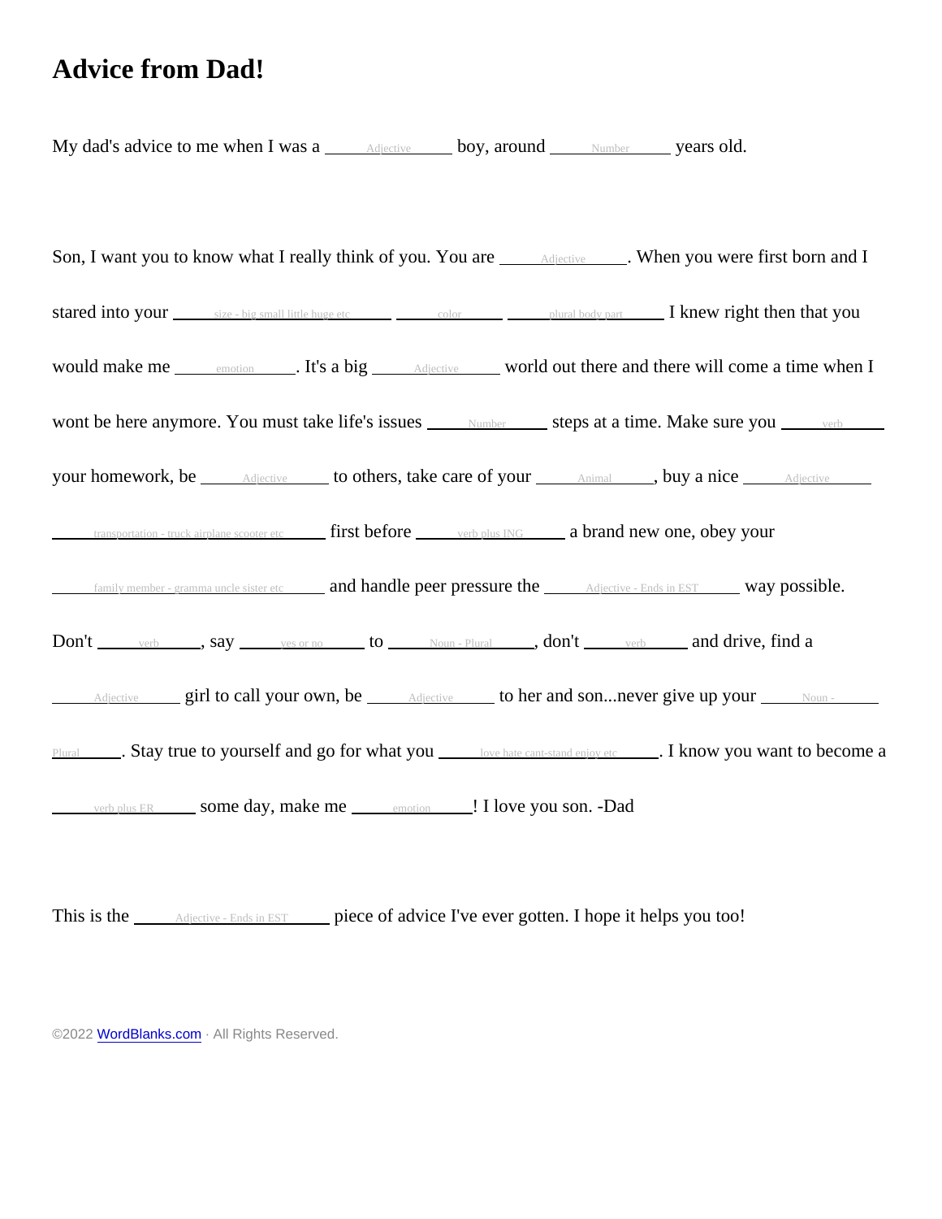# Advice from Dad!

My dad's advice to me when I was a \_\_\_\_\_Adjective\_\_\_\_\_ boy, around \_\_\_\_\_Number\_\_\_\_\_ years old.

Son, I want you to know what I really think of you. You are \_\_\_\_\_Adjective\_\_\_\_\_. When you were first born and I stared into your \_\_\_\_\_size - big small little huge etc\_\_\_\_\_ \_\_\_\_\_color\_\_\_\_\_ \_\_\_\_\_plural body part\_\_\_\_\_ I knew right then that you would make me \_\_\_\_\_emotion\_\_\_\_\_. It's a big \_\_\_\_\_Adjective\_\_\_\_\_ world out there and there will come a time when I wont be here anymore. You must take life's issues \_\_\_\_\_Number\_\_\_\_\_ steps at a time. Make sure you \_\_\_\_\_verb\_\_\_\_\_ your homework, be \_\_\_\_\_Adjective\_\_\_\_\_ to others, take care of your \_\_\_\_\_Animal\_\_\_\_\_, buy a nice \_\_\_\_\_Adjective\_\_\_\_\_ \_\_\_\_\_transportation - truck airplane scooter etc\_\_\_\_\_ first before \_\_\_\_\_verb plus ING\_\_\_\_\_ a brand new one, obey your \_\_\_\_\_family member - gramma uncle sister etc\_\_\_\_\_ and handle peer pressure the \_\_\_\_\_Adjective - Ends in EST\_\_\_\_\_ way possible. Don't \_\_\_\_\_verb\_\_\_\_\_, say \_\_\_\_\_yes or no\_\_\_\_\_ to \_\_\_\_\_Noun - Plural\_\_\_\_\_, don't \_\_\_\_\_verb\_\_\_\_\_ and drive, find a \_\_\_\_\_Adjective\_\_\_\_\_ girl to call your own, be \_\_\_\_\_Adjective\_\_\_\_\_ to her and son...never give up your \_\_\_\_\_Noun - Plural\_\_\_\_\_. Stay true to yourself and go for what you \_\_\_\_\_love hate cant-stand enjoy etc\_\_\_\_\_. I know you want to become a \_\_\_\_\_verb plus ER\_\_\_\_\_ some day, make me \_\_\_\_\_emotion\_\_\_\_\_! I love you son. -Dad

This is the \_\_\_\_\_Adjective - Ends in EST\_\_\_\_\_ piece of advice I've ever gotten. I hope it helps you too!

©2022 WordBlanks.com · All Rights Reserved.